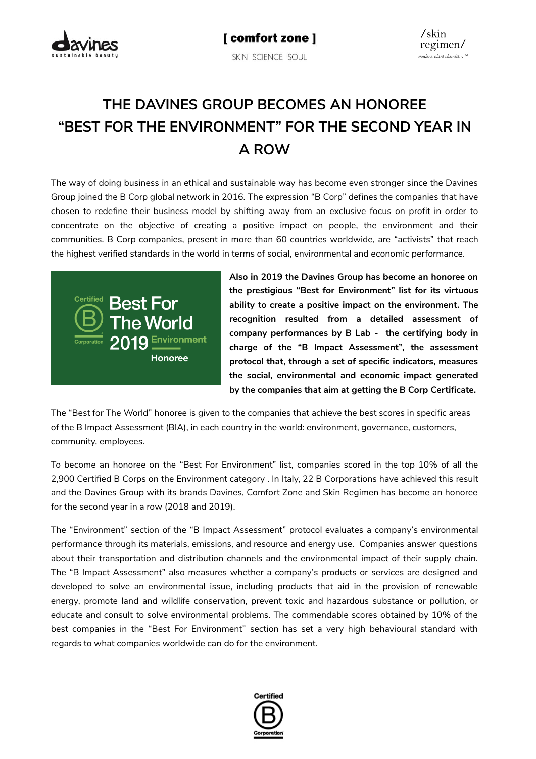# THE DAVINES GROUP BECOMES AN HONOREE "BEST FOR THE ENVIRONMENT" FOR THE SECOND YEAR IN A ROW

The way of doing business in an ethical and sustainable way has become even stronger since the Davines Group joined the B Corp global network in 2016. The expression "B Corp" defines the companies that have chosen to redefine their business model by shifting away from an exclusive focus on profit in order to concentrate on the objective of creating a positive impact on people, the environment and their communities. B Corp companies, present in more than 60 countries worldwide, are "activists" that reach the highest verified standards in the world in terms of social, environmental and economic performance.

**Also in 2019 the Davines Group has become an honoree on the prestigious "Best for Environment" list for its virtuous ability to create a positive impact on the environment. The recognition resulted from a detailed assessment of company performances by B Lab - the certifying body in charge of the "B Impact Assessment", the assessment protocol that, through a set of specific indicators, measures the social, environmental and economic impact generated by the companies that aim at getting the B Corp Certificate.**

The "Best for The World" honoree is given to the companies that achieve the best scores in specific areas of the B Impact Assessment (BIA), in each country in the world: environment, governance, customers, community, employees.

To become an honoree on the "Best For Environment" list, companies scored in the top 10% of all the 2,900 Certified B Corps on the Environment category . In Italy, 22 B Corporations have achieved this result and the Davines Group with its brands Davines, Comfort Zone and Skin Regimen has become an honoree for the second year in a row (2018 and 2019).

The "Environment" section of the "B Impact Assessment" protocol evaluates a company's environmental performance through its materials, emissions, and resource and energy use. Companies answer questions about their transportation and distribution channels and the environmental impact of their supply chain. The "B Impact Assessment" also measures whether a company's products or services are designed and developed to solve an environmental issue, including products that aid in the provision of renewable energy, promote land and wildlife conservation, prevent toxic and hazardous substance or pollution, or educate and consult to solve environmental problems. The commendable scores obtained by 10% of the best companies in the "Best For Environment" section has set a very high behavioural standard with regards to what companies worldwide can do for the environment.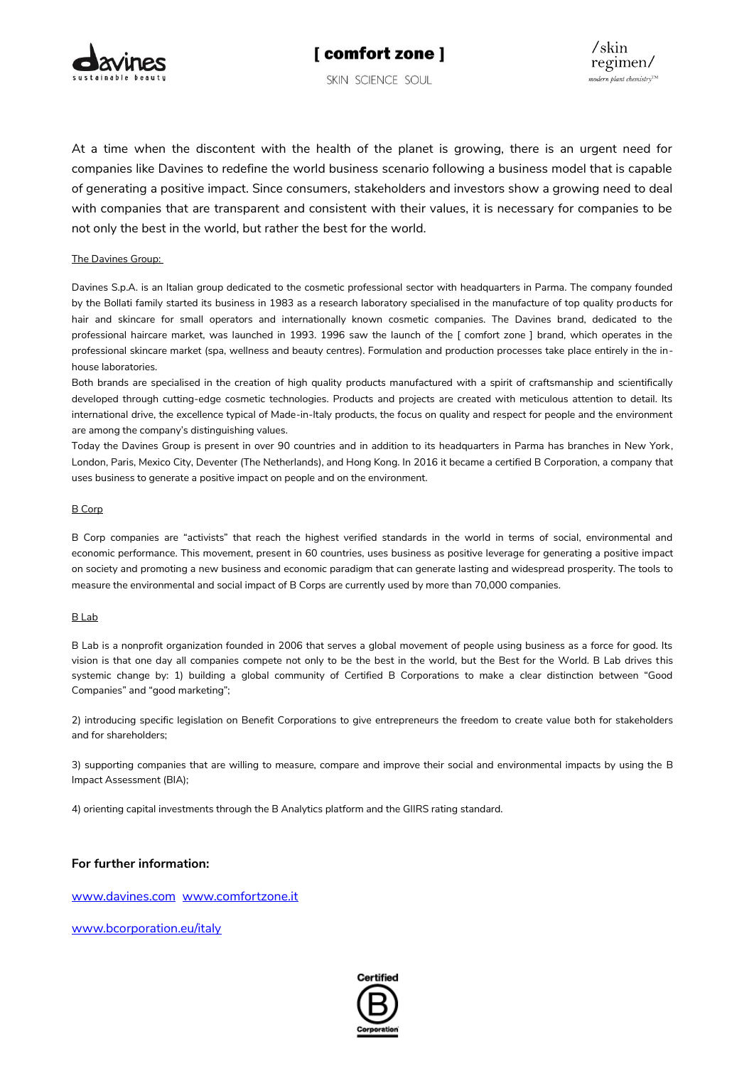At a time when the discontent with the health of the planet is growing, there is an urgent need for companies like Davines to redefine the world business scenario following a business model that is capable of generating a positive impact. Since consumers, stakeholders and investors show a growing need to deal with companies that are transparent and consistent with their values, it is necessary for companies to be not only the best in the world, but rather the best for the world.

The Davines Group:

Davines S.p.A. is an Italian group dedicated to the cosmetic professional sector with headquarters in Parma. The company founded by the Bollati family started its business in 1983 as a research laboratory specialised in the manufacture of top quality products for hair and skincare for small operators and internationally known cosmetic companies. The Davines brand, dedicated to the professional haircare market, was launched in 1993. 1996 saw the launch of the [ comfort zone ] brand, which operates in the professional skincare market (spa, wellness and beauty centres). Formulation and production processes take place entirely in the in-house laboratories.

Both brands are specialised in the creation of high quality products manufactured with a spirit of craftsmanship and scientifically developed through cutting-edge cosmetic technologies. Products and projects are created with meticulous attention to detail. Its international drive, the excellence typical of Made-in-Italy products, the focus on quality and respect for people and the environment are among the company's distinguishing values.

Today the Davines Group is present in over 90 countries and in addition to its headquarters in Parma has branches in New York, London, Paris, Mexico City, Deventer (The Netherlands), and Hong Kong. In 2016 it became a certified B Corporation, a company that uses business to generate a positive impact on people and on the environment.

B Corp

B Corp companies are "activists" that reach the highest verified standards in the world in terms of social, environmental and economic performance. This movement, present in 60 countries, uses business as positive leverage for generating a positive impact on society and promoting a new business and economic paradigm that can generate lasting and widespread prosperity. The tools to measure the environmental and social impact of B Corps are currently used by more than 70,000 companies.

B Lab

B Lab is a nonprofit organization founded in 2006 that serves a global movement of people using business as a force for good. Its vision is that one day all companies compete not only to be the best in the world, but the Best for the World. B Lab drives this systemic change by: 1) building a global community of Certified B Corporations to make a clear distinction between "Good Companies" and "good marketing";

2) introducing specific legislation on Benefit Corporations to give entrepreneurs the freedom to create value both for stakeholders and for shareholders;

3) supporting companies that are willing to measure, compare and improve their social and environmental impacts by using the B Impact Assessment (BIA);

4) orienting capital investments through the B Analytics platform and the GIIRS rating standard.

**For further information:**

www.davines.com www.comfortzone.it

www.bcorporation.eu/italy